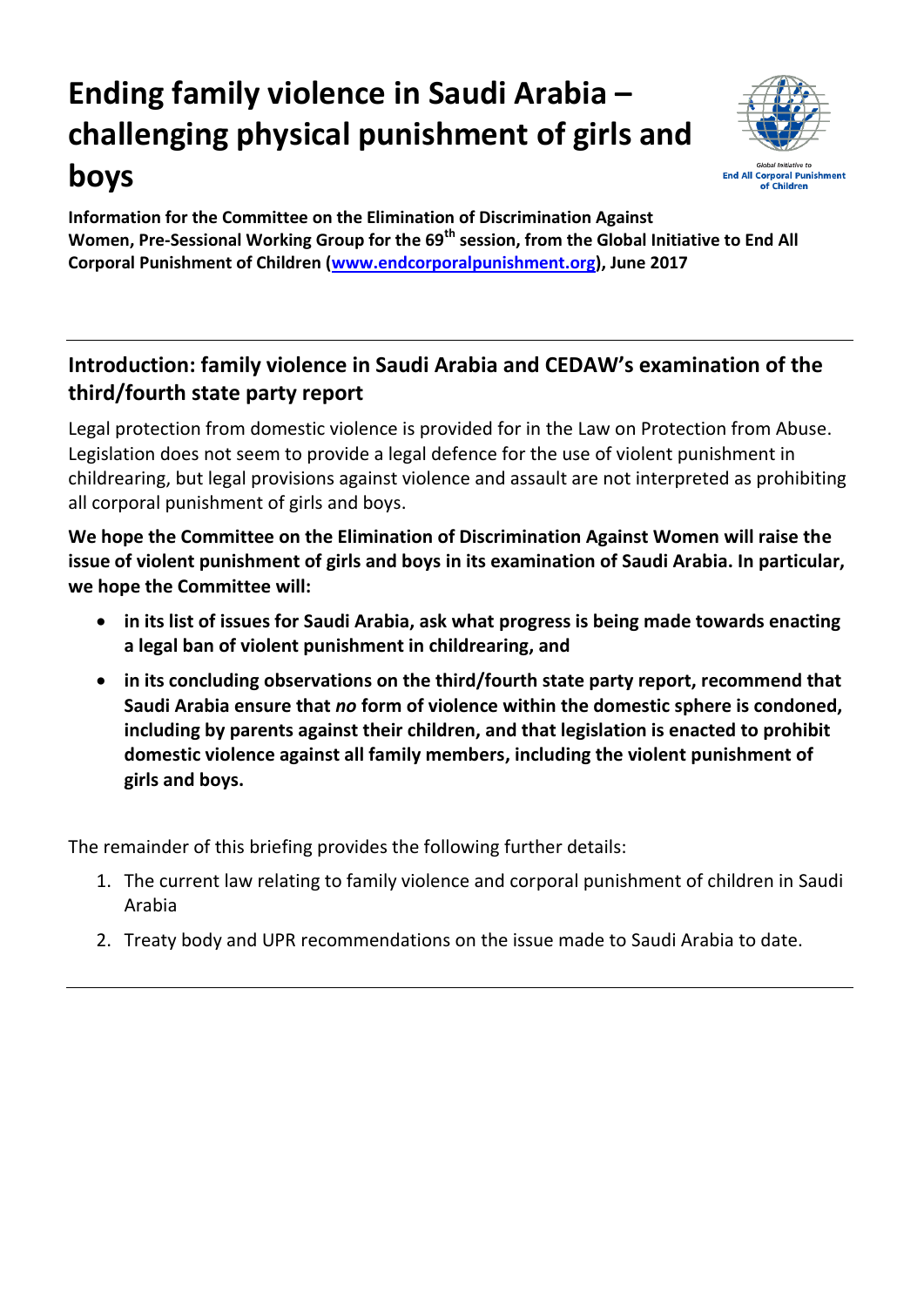# Ending family violence in Saudi Arabia – challenging physical punishment of girls and boys

**Information for the Committee on the Elimination of Discrimination Against Women, Pre-Sessional Working Group for the 69th session, from the Global Initiative to End All Corporal Punishment of Children ([www.endcorporalpunishment.org](www.endcorporalpunishment.org)), June 2017**

---

## Introduction: family violence in Saudi Arabia and CEDAW's examination of the third/fourth state party report

Legal protection from domestic violence is provided for in the Law on Protection from Abuse. Legislation does not seem to provide a legal defence for the use of violent punishment in childrearing, but legal provisions against violence and assault are not interpreted as prohibiting all corporal punishment of girls and boys.

**We hope the Committee on the Elimination of Discrimination Against Women will raise the issue of violent punishment of girls and boys in its examination of Saudi Arabia. In particular, we hope the Committee will:**

- **in its list of issues for Saudi Arabia, ask what progress is being made towards enacting a legal ban of violent punishment in childrearing, and**
- **in its concluding observations on the third/fourth state party report, recommend that Saudi Arabia ensure that *no* form of violence within the domestic sphere is condoned, including by parents against their children, and that legislation is enacted to prohibit domestic violence against all family members, including the violent punishment of girls and boys.**

The remainder of this briefing provides the following further details:

1. The current law relating to family violence and corporal punishment of children in Saudi Arabia
2. Treaty body and UPR recommendations on the issue made to Saudi Arabia to date.

---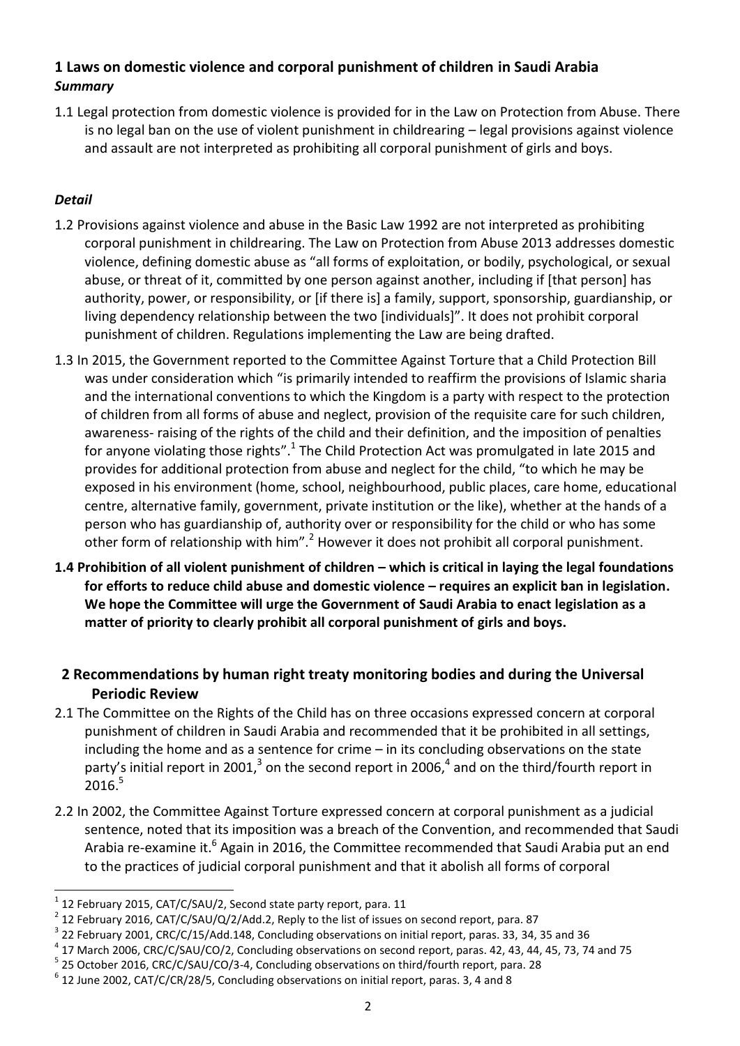## 1 Laws on domestic violence and corporal punishment of children in Saudi Arabia

### *Summary*

1.1 Legal protection from domestic violence is provided for in the Law on Protection from Abuse. There is no legal ban on the use of violent punishment in childrearing – legal provisions against violence and assault are not interpreted as prohibiting all corporal punishment of girls and boys.

### *Detail*

1.2 Provisions against violence and abuse in the Basic Law 1992 are not interpreted as prohibiting corporal punishment in childrearing. The Law on Protection from Abuse 2013 addresses domestic violence, defining domestic abuse as "all forms of exploitation, or bodily, psychological, or sexual abuse, or threat of it, committed by one person against another, including if [that person] has authority, power, or responsibility, or [if there is] a family, support, sponsorship, guardianship, or living dependency relationship between the two [individuals]". It does not prohibit corporal punishment of children. Regulations implementing the Law are being drafted.

1.3 In 2015, the Government reported to the Committee Against Torture that a Child Protection Bill was under consideration which "is primarily intended to reaffirm the provisions of Islamic sharia and the international conventions to which the Kingdom is a party with respect to the protection of children from all forms of abuse and neglect, provision of the requisite care for such children, awareness- raising of the rights of the child and their definition, and the imposition of penalties for anyone violating those rights".[1] The Child Protection Act was promulgated in late 2015 and provides for additional protection from abuse and neglect for the child, "to which he may be exposed in his environment (home, school, neighbourhood, public places, care home, educational centre, alternative family, government, private institution or the like), whether at the hands of a person who has guardianship of, authority over or responsibility for the child or who has some other form of relationship with him".[2] However it does not prohibit all corporal punishment.

**1.4 Prohibition of all violent punishment of children – which is critical in laying the legal foundations for efforts to reduce child abuse and domestic violence – requires an explicit ban in legislation. We hope the Committee will urge the Government of Saudi Arabia to enact legislation as a matter of priority to clearly prohibit all corporal punishment of girls and boys.**

## 2 Recommendations by human right treaty monitoring bodies and during the Universal Periodic Review

2.1 The Committee on the Rights of the Child has on three occasions expressed concern at corporal punishment of children in Saudi Arabia and recommended that it be prohibited in all settings, including the home and as a sentence for crime – in its concluding observations on the state party's initial report in 2001,[3] on the second report in 2006,[4] and on the third/fourth report in 2016.[5]

2.2 In 2002, the Committee Against Torture expressed concern at corporal punishment as a judicial sentence, noted that its imposition was a breach of the Convention, and recommended that Saudi Arabia re-examine it.[6] Again in 2016, the Committee recommended that Saudi Arabia put an end to the practices of judicial corporal punishment and that it abolish all forms of corporal

---

[1] 12 February 2015, CAT/C/SAU/2, Second state party report, para. 11

[2] 12 February 2016, CAT/C/SAU/Q/2/Add.2, Reply to the list of issues on second report, para. 87

[3] 22 February 2001, CRC/C/15/Add.148, Concluding observations on initial report, paras. 33, 34, 35 and 36

[4] 17 March 2006, CRC/C/SAU/CO/2, Concluding observations on second report, paras. 42, 43, 44, 45, 73, 74 and 75

[5] 25 October 2016, CRC/C/SAU/CO/3-4, Concluding observations on third/fourth report, para. 28

[6] 12 June 2002, CAT/C/CR/28/5, Concluding observations on initial report, paras. 3, 4 and 8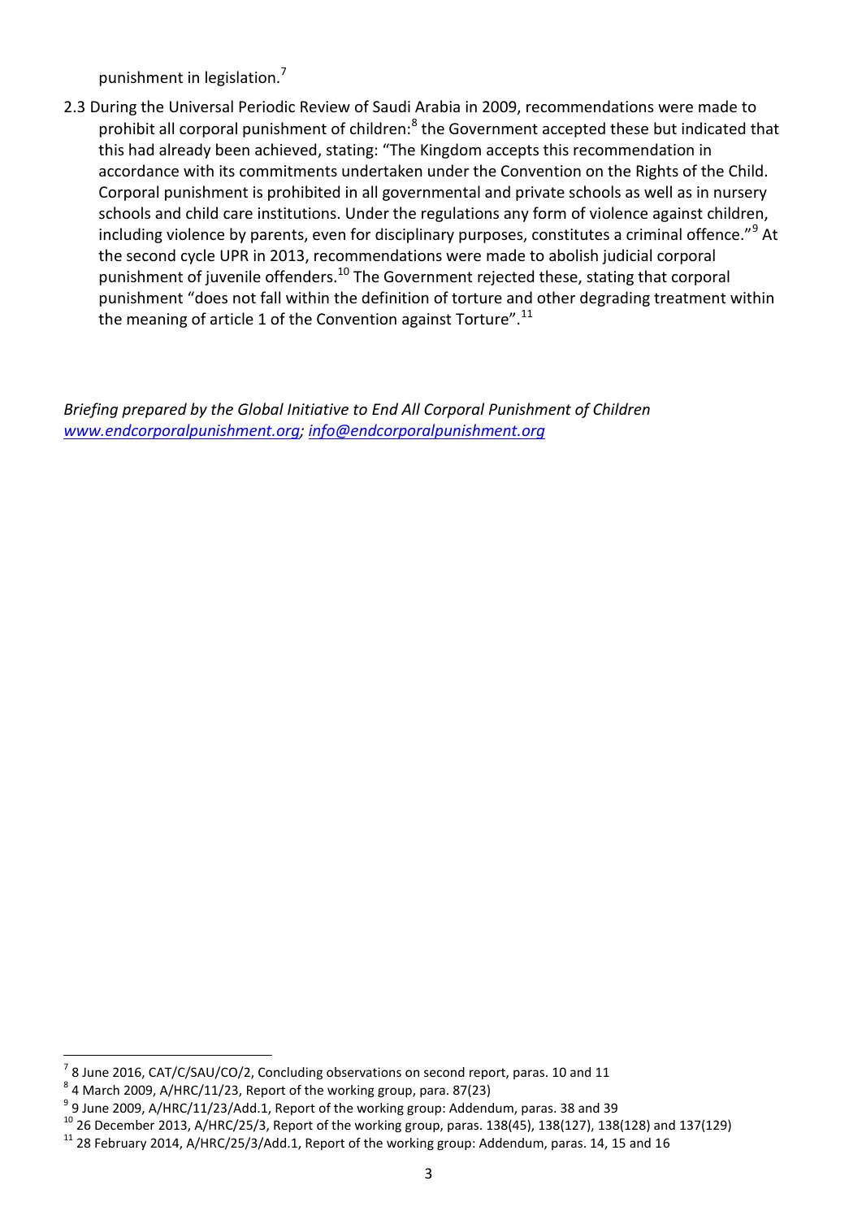punishment in legislation.[7]

2.3 During the Universal Periodic Review of Saudi Arabia in 2009, recommendations were made to prohibit all corporal punishment of children:[8] the Government accepted these but indicated that this had already been achieved, stating: "The Kingdom accepts this recommendation in accordance with its commitments undertaken under the Convention on the Rights of the Child. Corporal punishment is prohibited in all governmental and private schools as well as in nursery schools and child care institutions. Under the regulations any form of violence against children, including violence by parents, even for disciplinary purposes, constitutes a criminal offence."[9] At the second cycle UPR in 2013, recommendations were made to abolish judicial corporal punishment of juvenile offenders.[10] The Government rejected these, stating that corporal punishment "does not fall within the definition of torture and other degrading treatment within the meaning of article 1 of the Convention against Torture".[11]

*Briefing prepared by the Global Initiative to End All Corporal Punishment of Children*
*[www.endcorporalpunishment.org](http://www.endcorporalpunishment.org); [info@endcorporalpunishment.org](mailto:info@endcorporalpunishment.org)*

---

[7] 8 June 2016, CAT/C/SAU/CO/2, Concluding observations on second report, paras. 10 and 11

[8] 4 March 2009, A/HRC/11/23, Report of the working group, para. 87(23)

[9] 9 June 2009, A/HRC/11/23/Add.1, Report of the working group: Addendum, paras. 38 and 39

[10] 26 December 2013, A/HRC/25/3, Report of the working group, paras. 138(45), 138(127), 138(128) and 137(129)

[11] 28 February 2014, A/HRC/25/3/Add.1, Report of the working group: Addendum, paras. 14, 15 and 16